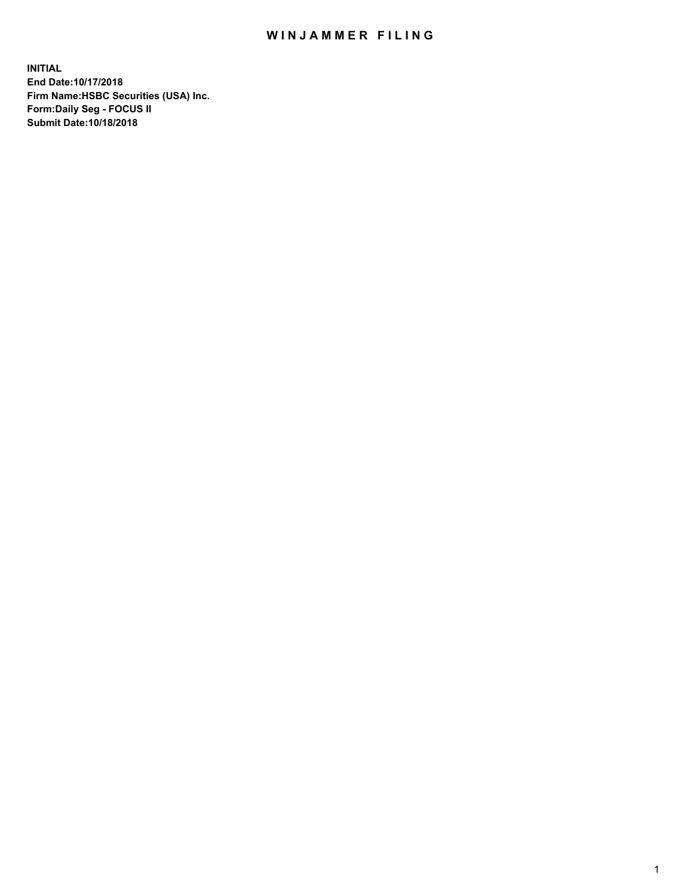# WINJAMMER FILING

**INITIAL**
**End Date:10/17/2018**
**Firm Name:HSBC Securities (USA) Inc.**
**Form:Daily Seg - FOCUS II**
**Submit Date:10/18/2018**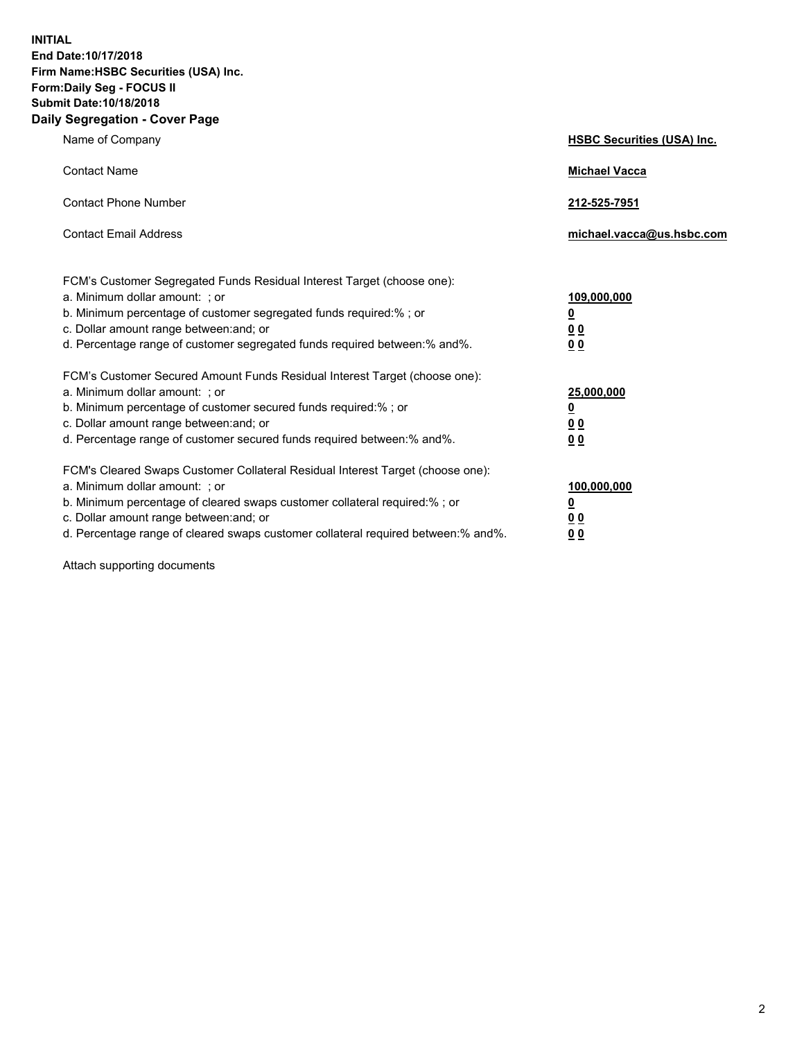**INITIAL**
**End Date:10/17/2018**
**Firm Name:HSBC Securities (USA) Inc.**
**Form:Daily Seg - FOCUS II**
**Submit Date:10/18/2018**

## Daily Segregation - Cover Page

| | |
|---|---|
| Name of Company | **HSBC Securities (USA) Inc.** |
| Contact Name | **Michael Vacca** |
| Contact Phone Number | **212-525-7951** |
| Contact Email Address | **michael.vacca@us.hsbc.com** |

| | |
|---|---|
| FCM's Customer Segregated Funds Residual Interest Target (choose one): | |
| a. Minimum dollar amount: ; or | **109,000,000** |
| b. Minimum percentage of customer segregated funds required:% ; or | **0** |
| c. Dollar amount range between:and; or | **0 0** |
| d. Percentage range of customer segregated funds required between:% and%. | **0 0** |
| FCM's Customer Secured Amount Funds Residual Interest Target (choose one): | |
| a. Minimum dollar amount: ; or | **25,000,000** |
| b. Minimum percentage of customer secured funds required:% ; or | **0** |
| c. Dollar amount range between:and; or | **0 0** |
| d. Percentage range of customer secured funds required between:% and%. | **0 0** |
| FCM's Cleared Swaps Customer Collateral Residual Interest Target (choose one): | |
| a. Minimum dollar amount: ; or | **100,000,000** |
| b. Minimum percentage of cleared swaps customer collateral required:% ; or | **0** |
| c. Dollar amount range between:and; or | **0 0** |
| d. Percentage range of cleared swaps customer collateral required between:% and%. | **0 0** |

Attach supporting documents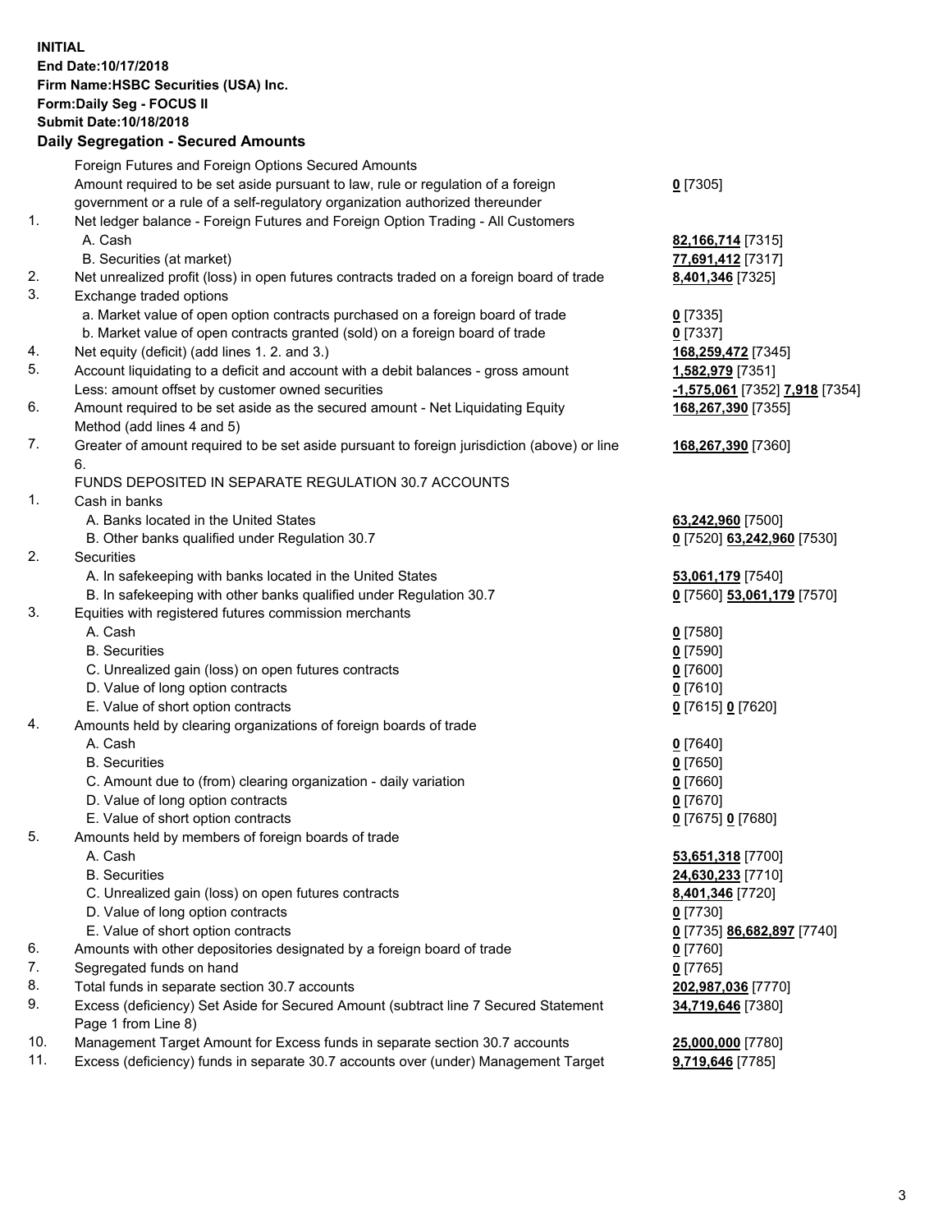**INITIAL**
**End Date:10/17/2018**
**Firm Name:HSBC Securities (USA) Inc.**
**Form:Daily Seg - FOCUS II**
**Submit Date:10/18/2018**

**Daily Segregation - Secured Amounts**

| | | |
|---|---|---|
| | Foreign Futures and Foreign Options Secured Amounts | |
| | Amount required to be set aside pursuant to law, rule or regulation of a foreign government or a rule of a self-regulatory organization authorized thereunder | **0** [7305] |
| 1. | Net ledger balance - Foreign Futures and Foreign Option Trading - All Customers | |
| | A. Cash | **82,166,714** [7315] |
| | B. Securities (at market) | **77,691,412** [7317] |
| 2. | Net unrealized profit (loss) in open futures contracts traded on a foreign board of trade | **8,401,346** [7325] |
| 3. | Exchange traded options | |
| | a. Market value of open option contracts purchased on a foreign board of trade | **0** [7335] |
| | b. Market value of open contracts granted (sold) on a foreign board of trade | **0** [7337] |
| 4. | Net equity (deficit) (add lines 1. 2. and 3.) | **168,259,472** [7345] |
| 5. | Account liquidating to a deficit and account with a debit balances - gross amount | **1,582,979** [7351] |
| | Less: amount offset by customer owned securities | **-1,575,061** [7352] **7,918** [7354] |
| 6. | Amount required to be set aside as the secured amount - Net Liquidating Equity Method (add lines 4 and 5) | **168,267,390** [7355] |
| 7. | Greater of amount required to be set aside pursuant to foreign jurisdiction (above) or line 6. | **168,267,390** [7360] |
| | FUNDS DEPOSITED IN SEPARATE REGULATION 30.7 ACCOUNTS | |
| 1. | Cash in banks | |
| | A. Banks located in the United States | **63,242,960** [7500] |
| | B. Other banks qualified under Regulation 30.7 | **0** [7520] **63,242,960** [7530] |
| 2. | Securities | |
| | A. In safekeeping with banks located in the United States | **53,061,179** [7540] |
| | B. In safekeeping with other banks qualified under Regulation 30.7 | **0** [7560] **53,061,179** [7570] |
| 3. | Equities with registered futures commission merchants | |
| | A. Cash | **0** [7580] |
| | B. Securities | **0** [7590] |
| | C. Unrealized gain (loss) on open futures contracts | **0** [7600] |
| | D. Value of long option contracts | **0** [7610] |
| | E. Value of short option contracts | **0** [7615] **0** [7620] |
| 4. | Amounts held by clearing organizations of foreign boards of trade | |
| | A. Cash | **0** [7640] |
| | B. Securities | **0** [7650] |
| | C. Amount due to (from) clearing organization - daily variation | **0** [7660] |
| | D. Value of long option contracts | **0** [7670] |
| | E. Value of short option contracts | **0** [7675] **0** [7680] |
| 5. | Amounts held by members of foreign boards of trade | |
| | A. Cash | **53,651,318** [7700] |
| | B. Securities | **24,630,233** [7710] |
| | C. Unrealized gain (loss) on open futures contracts | **8,401,346** [7720] |
| | D. Value of long option contracts | **0** [7730] |
| | E. Value of short option contracts | **0** [7735] **86,682,897** [7740] |
| 6. | Amounts with other depositories designated by a foreign board of trade | **0** [7760] |
| 7. | Segregated funds on hand | **0** [7765] |
| 8. | Total funds in separate section 30.7 accounts | **202,987,036** [7770] |
| 9. | Excess (deficiency) Set Aside for Secured Amount (subtract line 7 Secured Statement Page 1 from Line 8) | **34,719,646** [7380] |
| 10. | Management Target Amount for Excess funds in separate section 30.7 accounts | **25,000,000** [7780] |
| 11. | Excess (deficiency) funds in separate 30.7 accounts over (under) Management Target | **9,719,646** [7785] |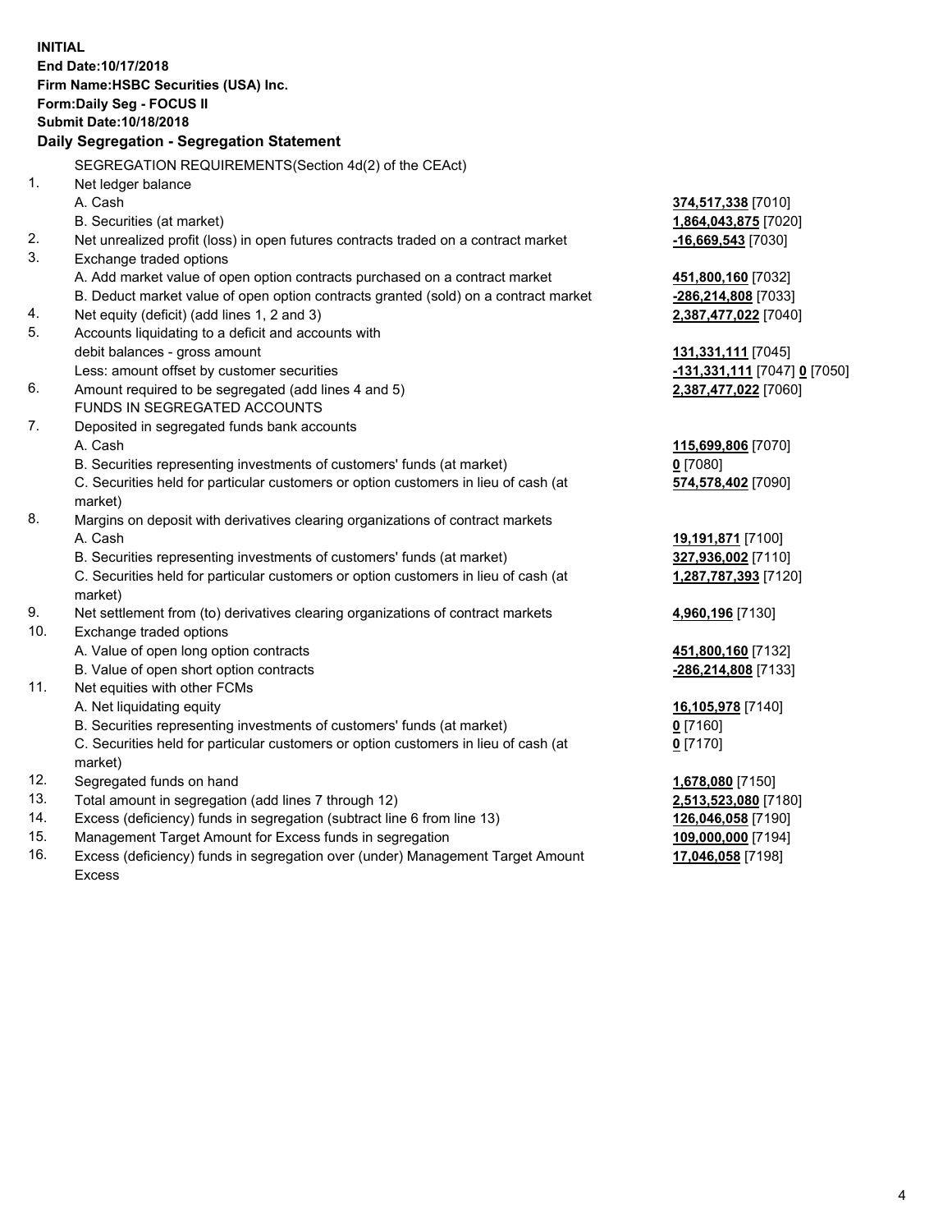**INITIAL**
**End Date:10/17/2018**
**Firm Name:HSBC Securities (USA) Inc.**
**Form:Daily Seg - FOCUS II**
**Submit Date:10/18/2018**

## Daily Segregation - Segregation Statement

SEGREGATION REQUIREMENTS(Section 4d(2) of the CEAct)

| | | |
|---|---|---|
| 1. | Net ledger balance | |
| | A. Cash | **374,517,338** [7010] |
| | B. Securities (at market) | **1,864,043,875** [7020] |
| 2. | Net unrealized profit (loss) in open futures contracts traded on a contract market | **-16,669,543** [7030] |
| 3. | Exchange traded options | |
| | A. Add market value of open option contracts purchased on a contract market | **451,800,160** [7032] |
| | B. Deduct market value of open option contracts granted (sold) on a contract market | **-286,214,808** [7033] |
| 4. | Net equity (deficit) (add lines 1, 2 and 3) | **2,387,477,022** [7040] |
| 5. | Accounts liquidating to a deficit and accounts with debit balances - gross amount | **131,331,111** [7045] |
| | Less: amount offset by customer securities | **-131,331,111** [7047] **0** [7050] |
| 6. | Amount required to be segregated (add lines 4 and 5) | **2,387,477,022** [7060] |
| | FUNDS IN SEGREGATED ACCOUNTS | |
| 7. | Deposited in segregated funds bank accounts | |
| | A. Cash | **115,699,806** [7070] |
| | B. Securities representing investments of customers' funds (at market) | **0** [7080] |
| | C. Securities held for particular customers or option customers in lieu of cash (at market) | **574,578,402** [7090] |
| 8. | Margins on deposit with derivatives clearing organizations of contract markets | |
| | A. Cash | **19,191,871** [7100] |
| | B. Securities representing investments of customers' funds (at market) | **327,936,002** [7110] |
| | C. Securities held for particular customers or option customers in lieu of cash (at market) | **1,287,787,393** [7120] |
| 9. | Net settlement from (to) derivatives clearing organizations of contract markets | **4,960,196** [7130] |
| 10. | Exchange traded options | |
| | A. Value of open long option contracts | **451,800,160** [7132] |
| | B. Value of open short option contracts | **-286,214,808** [7133] |
| 11. | Net equities with other FCMs | |
| | A. Net liquidating equity | **16,105,978** [7140] |
| | B. Securities representing investments of customers' funds (at market) | **0** [7160] |
| | C. Securities held for particular customers or option customers in lieu of cash (at market) | **0** [7170] |
| 12. | Segregated funds on hand | **1,678,080** [7150] |
| 13. | Total amount in segregation (add lines 7 through 12) | **2,513,523,080** [7180] |
| 14. | Excess (deficiency) funds in segregation (subtract line 6 from line 13) | **126,046,058** [7190] |
| 15. | Management Target Amount for Excess funds in segregation | **109,000,000** [7194] |
| 16. | Excess (deficiency) funds in segregation over (under) Management Target Amount Excess | **17,046,058** [7198] |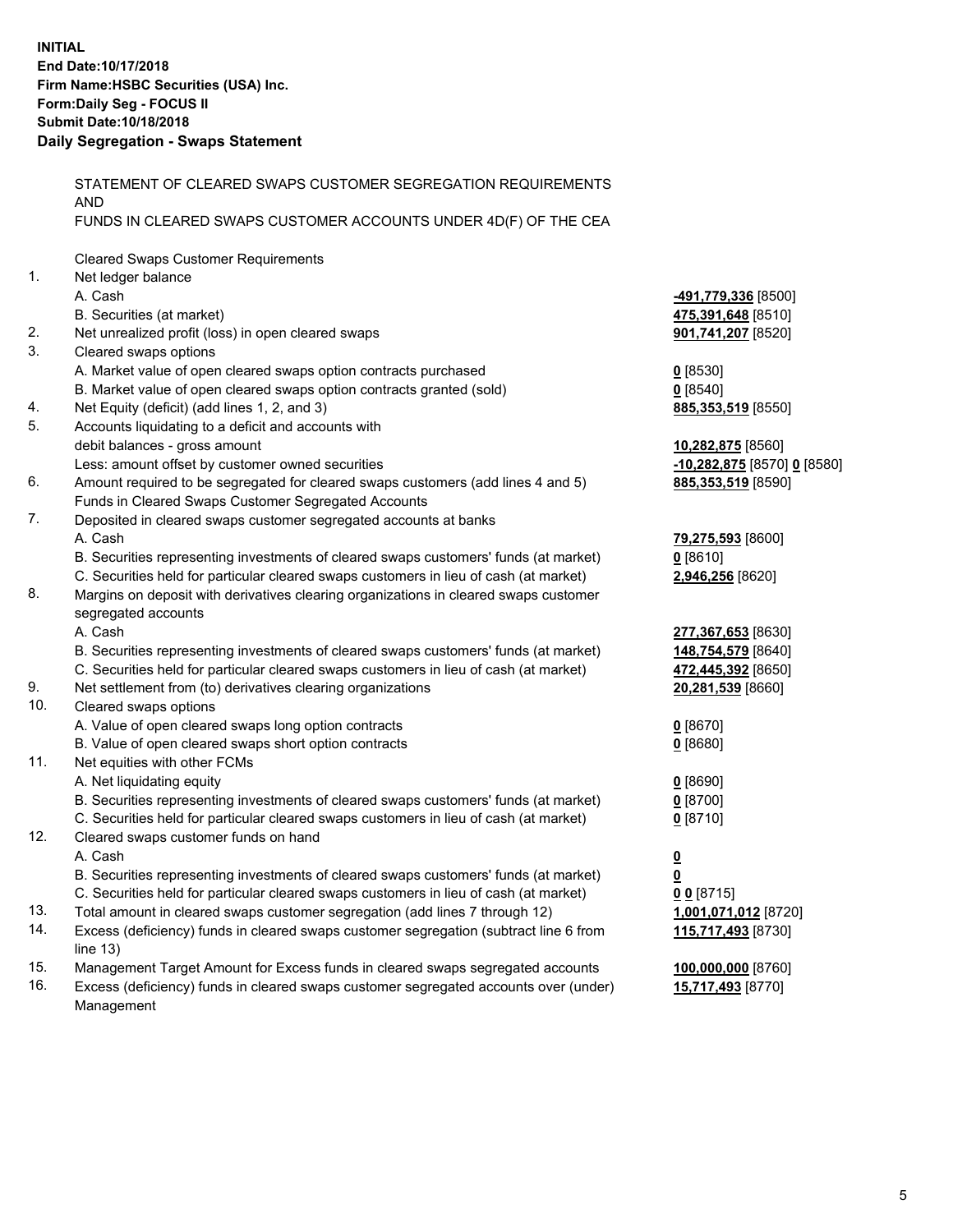**INITIAL**
**End Date:10/17/2018**
**Firm Name:HSBC Securities (USA) Inc.**
**Form:Daily Seg - FOCUS II**
**Submit Date:10/18/2018**
**Daily Segregation - Swaps Statement**

STATEMENT OF CLEARED SWAPS CUSTOMER SEGREGATION REQUIREMENTS AND FUNDS IN CLEARED SWAPS CUSTOMER ACCOUNTS UNDER 4D(F) OF THE CEA

| | | |
|---|---|---|
| | Cleared Swaps Customer Requirements | |
| 1. | Net ledger balance | |
| | A. Cash | **-491,779,336** [8500] |
| | B. Securities (at market) | **475,391,648** [8510] |
| 2. | Net unrealized profit (loss) in open cleared swaps | **901,741,207** [8520] |
| 3. | Cleared swaps options | |
| | A. Market value of open cleared swaps option contracts purchased | **0** [8530] |
| | B. Market value of open cleared swaps option contracts granted (sold) | **0** [8540] |
| 4. | Net Equity (deficit) (add lines 1, 2, and 3) | **885,353,519** [8550] |
| 5. | Accounts liquidating to a deficit and accounts with debit balances - gross amount | **10,282,875** [8560] |
| | Less: amount offset by customer owned securities | **-10,282,875** [8570] **0** [8580] |
| 6. | Amount required to be segregated for cleared swaps customers (add lines 4 and 5) | **885,353,519** [8590] |
| | Funds in Cleared Swaps Customer Segregated Accounts | |
| 7. | Deposited in cleared swaps customer segregated accounts at banks | |
| | A. Cash | **79,275,593** [8600] |
| | B. Securities representing investments of cleared swaps customers' funds (at market) | **0** [8610] |
| | C. Securities held for particular cleared swaps customers in lieu of cash (at market) | **2,946,256** [8620] |
| 8. | Margins on deposit with derivatives clearing organizations in cleared swaps customer segregated accounts | |
| | A. Cash | **277,367,653** [8630] |
| | B. Securities representing investments of cleared swaps customers' funds (at market) | **148,754,579** [8640] |
| | C. Securities held for particular cleared swaps customers in lieu of cash (at market) | **472,445,392** [8650] |
| 9. | Net settlement from (to) derivatives clearing organizations | **20,281,539** [8660] |
| 10. | Cleared swaps options | |
| | A. Value of open cleared swaps long option contracts | **0** [8670] |
| | B. Value of open cleared swaps short option contracts | **0** [8680] |
| 11. | Net equities with other FCMs | |
| | A. Net liquidating equity | **0** [8690] |
| | B. Securities representing investments of cleared swaps customers' funds (at market) | **0** [8700] |
| | C. Securities held for particular cleared swaps customers in lieu of cash (at market) | **0** [8710] |
| 12. | Cleared swaps customer funds on hand | |
| | A. Cash | **0** |
| | B. Securities representing investments of cleared swaps customers' funds (at market) | **0** |
| | C. Securities held for particular cleared swaps customers in lieu of cash (at market) | **0** **0** [8715] |
| 13. | Total amount in cleared swaps customer segregation (add lines 7 through 12) | **1,001,071,012** [8720] |
| 14. | Excess (deficiency) funds in cleared swaps customer segregation (subtract line 6 from line 13) | **115,717,493** [8730] |
| 15. | Management Target Amount for Excess funds in cleared swaps segregated accounts | **100,000,000** [8760] |
| 16. | Excess (deficiency) funds in cleared swaps customer segregated accounts over (under) Management | **15,717,493** [8770] |